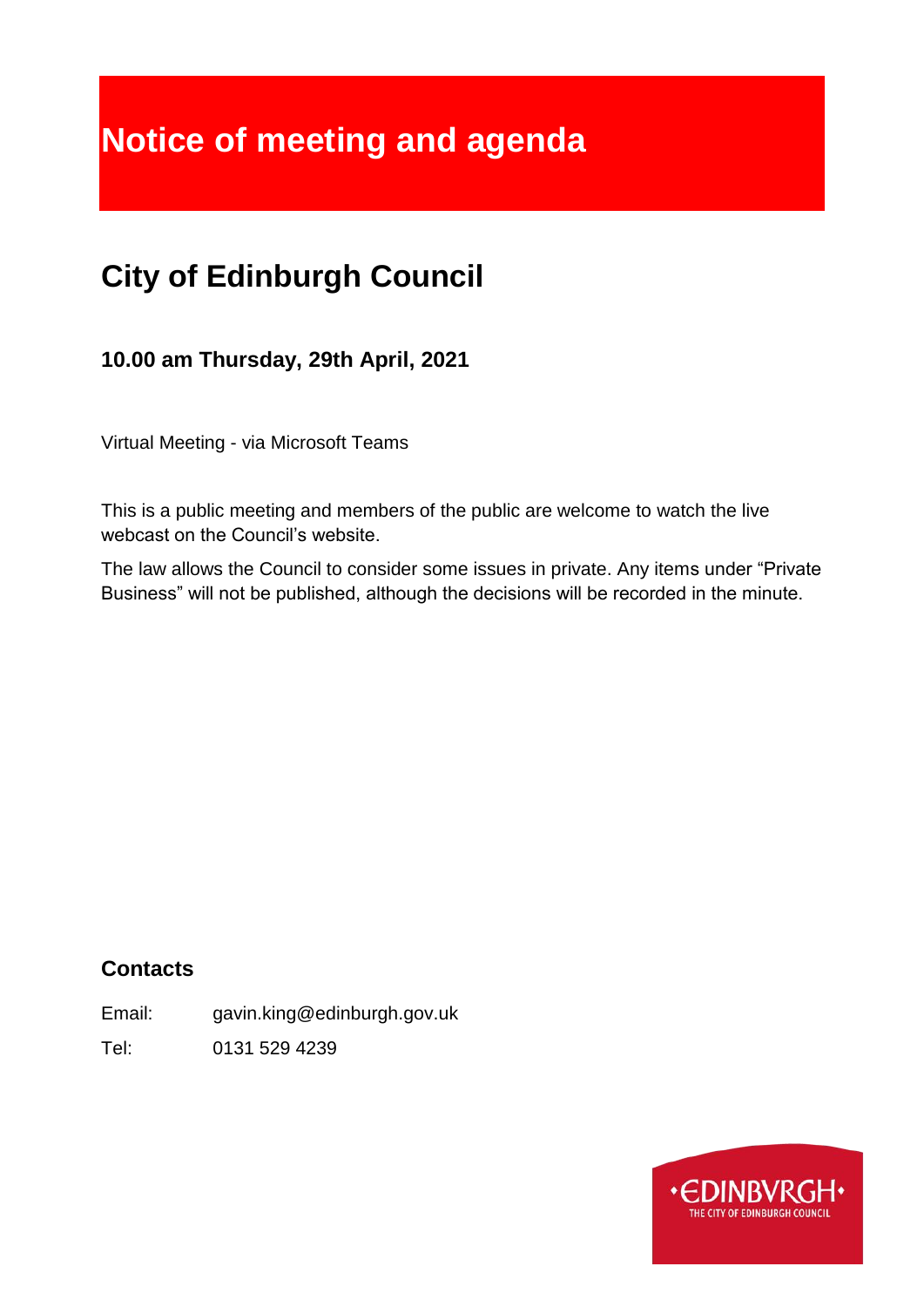# Notice of meeting and agenda

## City of Edinburgh Council

### 10.00 am Thursday, 29th April, 2021

Virtual Meeting - via Microsoft Teams

This is a public meeting and members of the public are welcome to watch the live webcast on the Council's website.

The law allows the Council to consider some issues in private. Any items under "Private Business" will not be published, although the decisions will be recorded in the minute.

### Contacts

Email: gavin.king@edinburgh.gov.uk

Tel: 0131 529 4239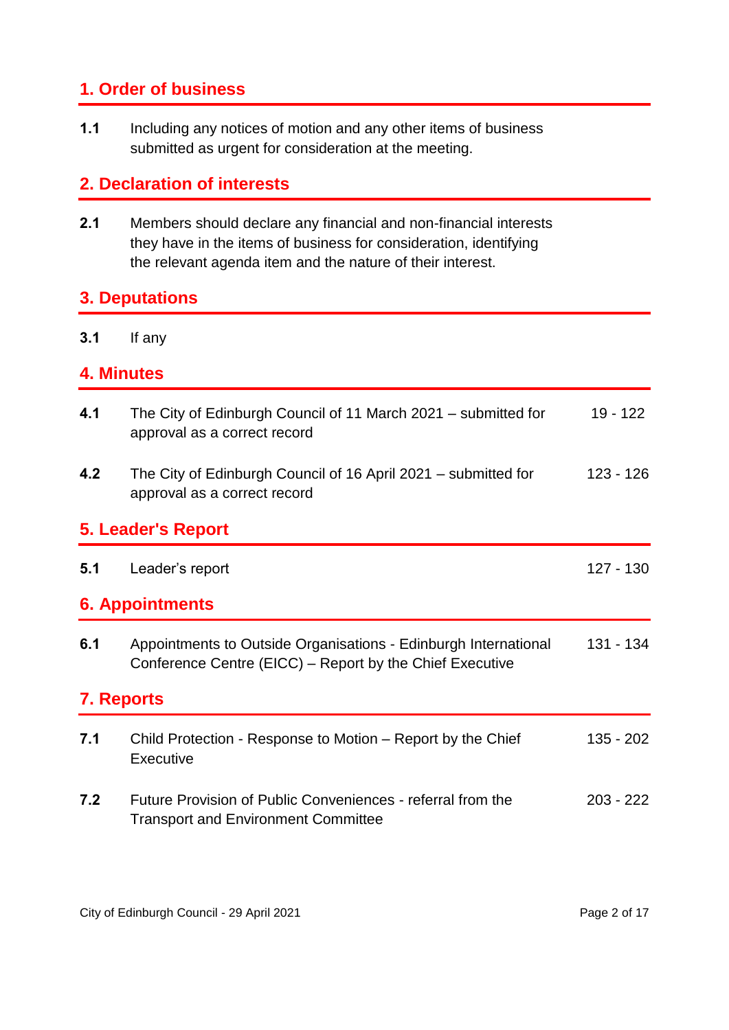## 1. Order of business

**1.1** Including any notices of motion and any other items of business submitted as urgent for consideration at the meeting.

## 2. Declaration of interests

**2.1** Members should declare any financial and non-financial interests they have in the items of business for consideration, identifying the relevant agenda item and the nature of their interest.

## 3. Deputations

**3.1** If any

## 4. Minutes

| | | |
|---|---|---|
| **4.1** | The City of Edinburgh Council of 11 March 2021 – submitted for approval as a correct record | 19 - 122 |
| **4.2** | The City of Edinburgh Council of 16 April 2021 – submitted for approval as a correct record | 123 - 126 |

## 5. Leader's Report

| | | |
|---|---|---|
| **5.1** | Leader's report | 127 - 130 |

## 6. Appointments

| | | |
|---|---|---|
| **6.1** | Appointments to Outside Organisations - Edinburgh International Conference Centre (EICC) – Report by the Chief Executive | 131 - 134 |

## 7. Reports

| | | |
|---|---|---|
| **7.1** | Child Protection - Response to Motion – Report by the Chief Executive | 135 - 202 |
| **7.2** | Future Provision of Public Conveniences - referral from the Transport and Environment Committee | 203 - 222 |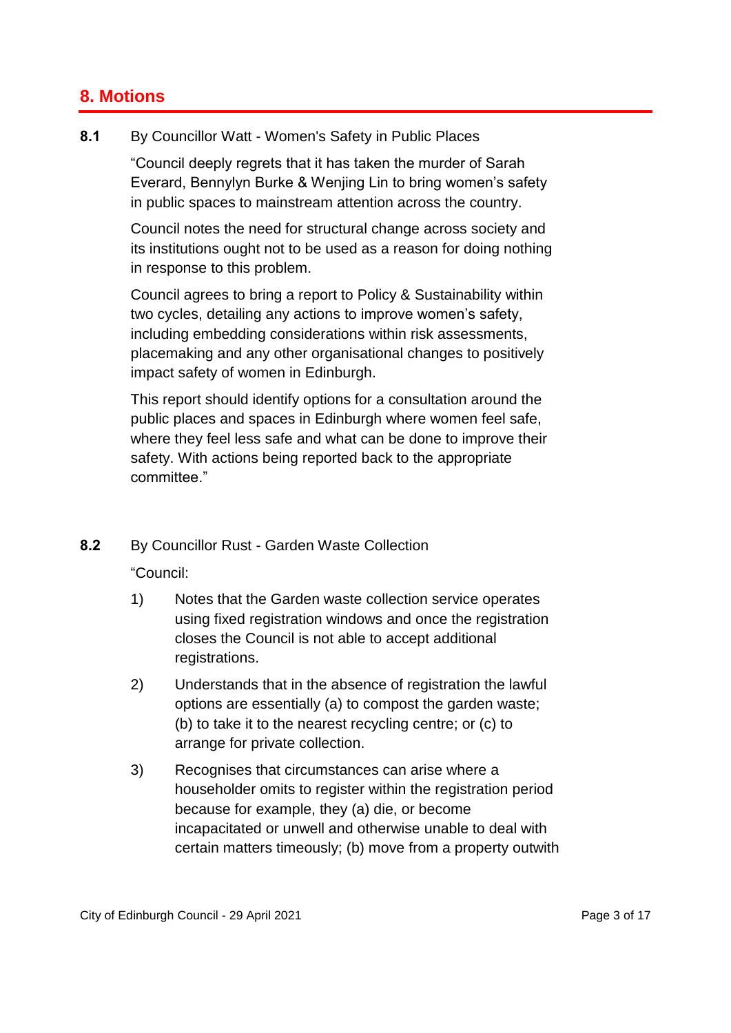## 8. Motions

**8.1** By Councillor Watt - Women's Safety in Public Places

"Council deeply regrets that it has taken the murder of Sarah Everard, Bennylyn Burke & Wenjing Lin to bring women's safety in public spaces to mainstream attention across the country.

Council notes the need for structural change across society and its institutions ought not to be used as a reason for doing nothing in response to this problem.

Council agrees to bring a report to Policy & Sustainability within two cycles, detailing any actions to improve women's safety, including embedding considerations within risk assessments, placemaking and any other organisational changes to positively impact safety of women in Edinburgh.

This report should identify options for a consultation around the public places and spaces in Edinburgh where women feel safe, where they feel less safe and what can be done to improve their safety. With actions being reported back to the appropriate committee."

**8.2** By Councillor Rust - Garden Waste Collection

"Council:

1) Notes that the Garden waste collection service operates using fixed registration windows and once the registration closes the Council is not able to accept additional registrations.

2) Understands that in the absence of registration the lawful options are essentially (a) to compost the garden waste; (b) to take it to the nearest recycling centre; or (c) to arrange for private collection.

3) Recognises that circumstances can arise where a householder omits to register within the registration period because for example, they (a) die, or become incapacitated or unwell and otherwise unable to deal with certain matters timeously; (b) move from a property outwith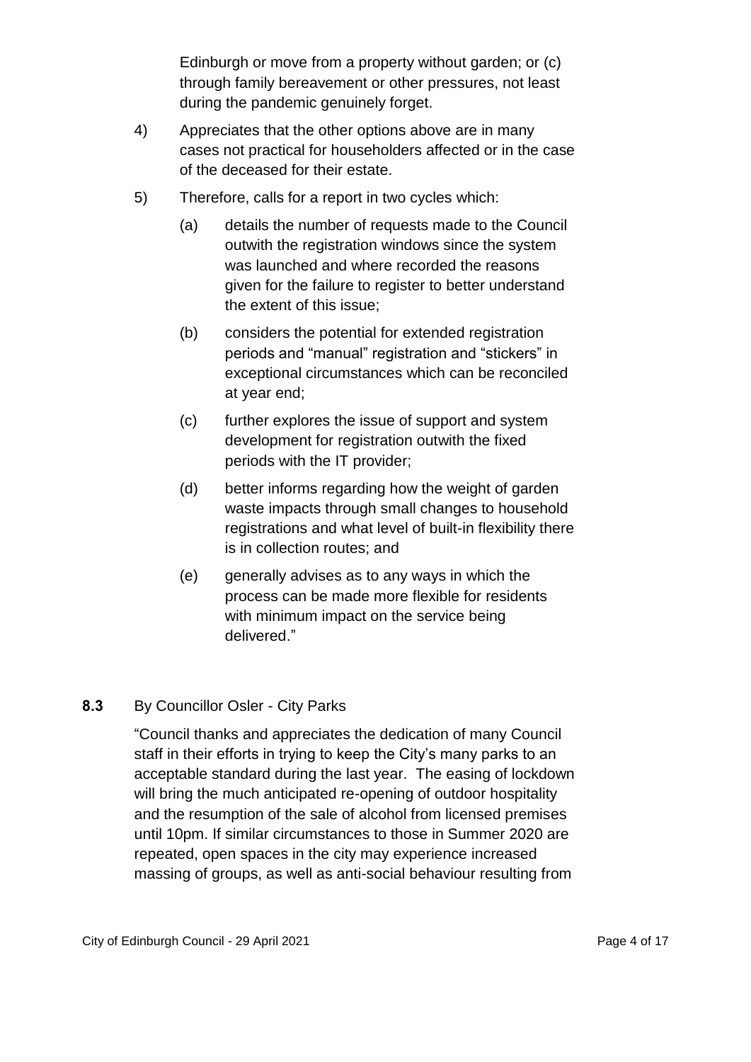Edinburgh or move from a property without garden; or (c) through family bereavement or other pressures, not least during the pandemic genuinely forget.

4) Appreciates that the other options above are in many cases not practical for householders affected or in the case of the deceased for their estate.

5) Therefore, calls for a report in two cycles which:

   (a) details the number of requests made to the Council outwith the registration windows since the system was launched and where recorded the reasons given for the failure to register to better understand the extent of this issue;

   (b) considers the potential for extended registration periods and "manual" registration and "stickers" in exceptional circumstances which can be reconciled at year end;

   (c) further explores the issue of support and system development for registration outwith the fixed periods with the IT provider;

   (d) better informs regarding how the weight of garden waste impacts through small changes to household registrations and what level of built-in flexibility there is in collection routes; and

   (e) generally advises as to any ways in which the process can be made more flexible for residents with minimum impact on the service being delivered."

**8.3** By Councillor Osler - City Parks

"Council thanks and appreciates the dedication of many Council staff in their efforts in trying to keep the City's many parks to an acceptable standard during the last year. The easing of lockdown will bring the much anticipated re-opening of outdoor hospitality and the resumption of the sale of alcohol from licensed premises until 10pm. If similar circumstances to those in Summer 2020 are repeated, open spaces in the city may experience increased massing of groups, as well as anti-social behaviour resulting from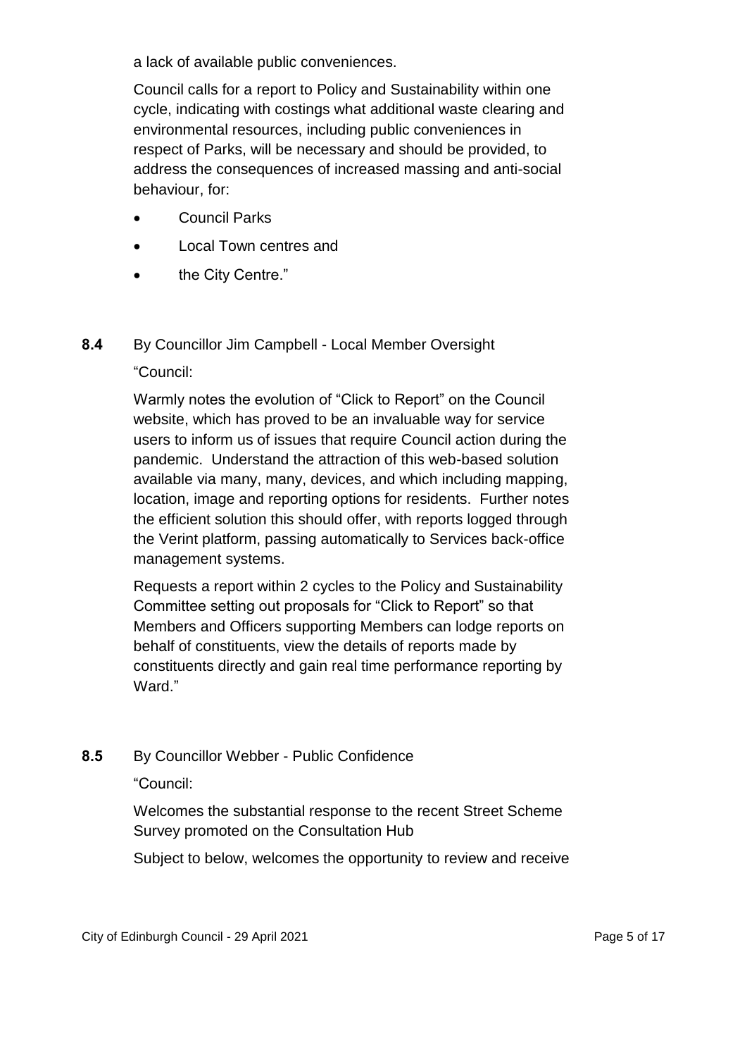a lack of available public conveniences.

Council calls for a report to Policy and Sustainability within one cycle, indicating with costings what additional waste clearing and environmental resources, including public conveniences in respect of Parks, will be necessary and should be provided, to address the consequences of increased massing and anti-social behaviour, for:

- Council Parks
- Local Town centres and
- the City Centre."

**8.4** By Councillor Jim Campbell - Local Member Oversight

"Council:

Warmly notes the evolution of "Click to Report" on the Council website, which has proved to be an invaluable way for service users to inform us of issues that require Council action during the pandemic. Understand the attraction of this web-based solution available via many, many, devices, and which including mapping, location, image and reporting options for residents. Further notes the efficient solution this should offer, with reports logged through the Verint platform, passing automatically to Services back-office management systems.

Requests a report within 2 cycles to the Policy and Sustainability Committee setting out proposals for "Click to Report" so that Members and Officers supporting Members can lodge reports on behalf of constituents, view the details of reports made by constituents directly and gain real time performance reporting by Ward."

**8.5** By Councillor Webber - Public Confidence

"Council:

Welcomes the substantial response to the recent Street Scheme Survey promoted on the Consultation Hub

Subject to below, welcomes the opportunity to review and receive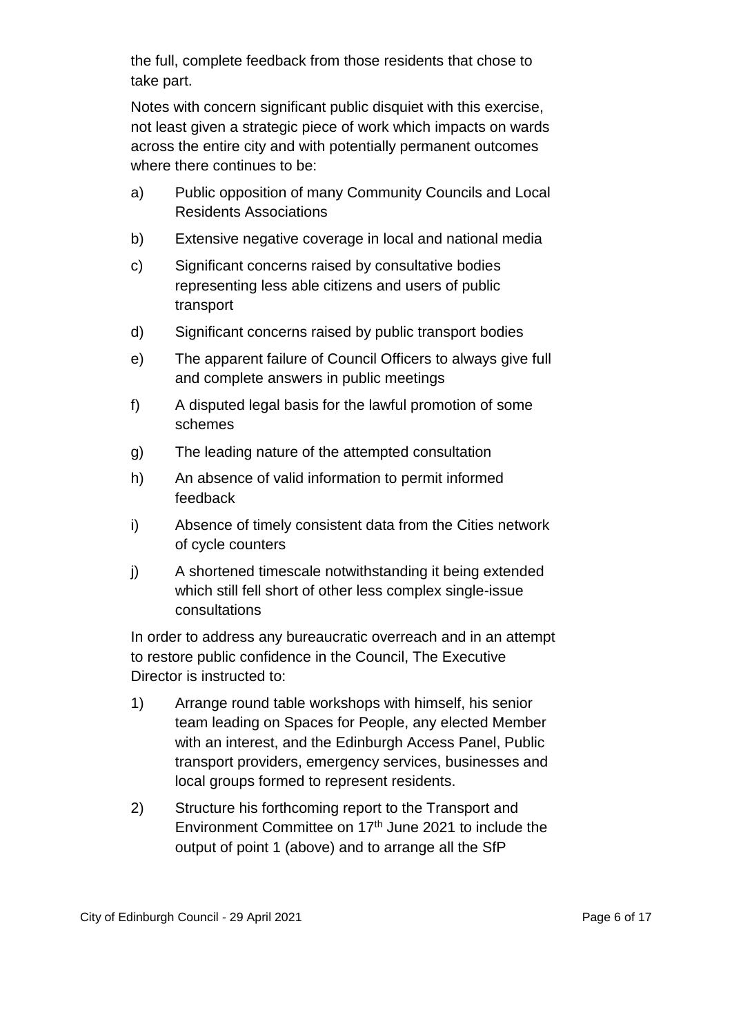the full, complete feedback from those residents that chose to take part.

Notes with concern significant public disquiet with this exercise, not least given a strategic piece of work which impacts on wards across the entire city and with potentially permanent outcomes where there continues to be:

a) Public opposition of many Community Councils and Local Residents Associations

b) Extensive negative coverage in local and national media

c) Significant concerns raised by consultative bodies representing less able citizens and users of public transport

d) Significant concerns raised by public transport bodies

e) The apparent failure of Council Officers to always give full and complete answers in public meetings

f) A disputed legal basis for the lawful promotion of some schemes

g) The leading nature of the attempted consultation

h) An absence of valid information to permit informed feedback

i) Absence of timely consistent data from the Cities network of cycle counters

j) A shortened timescale notwithstanding it being extended which still fell short of other less complex single-issue consultations

In order to address any bureaucratic overreach and in an attempt to restore public confidence in the Council, The Executive Director is instructed to:

1) Arrange round table workshops with himself, his senior team leading on Spaces for People, any elected Member with an interest, and the Edinburgh Access Panel, Public transport providers, emergency services, businesses and local groups formed to represent residents.

2) Structure his forthcoming report to the Transport and Environment Committee on 17th June 2021 to include the output of point 1 (above) and to arrange all the SfP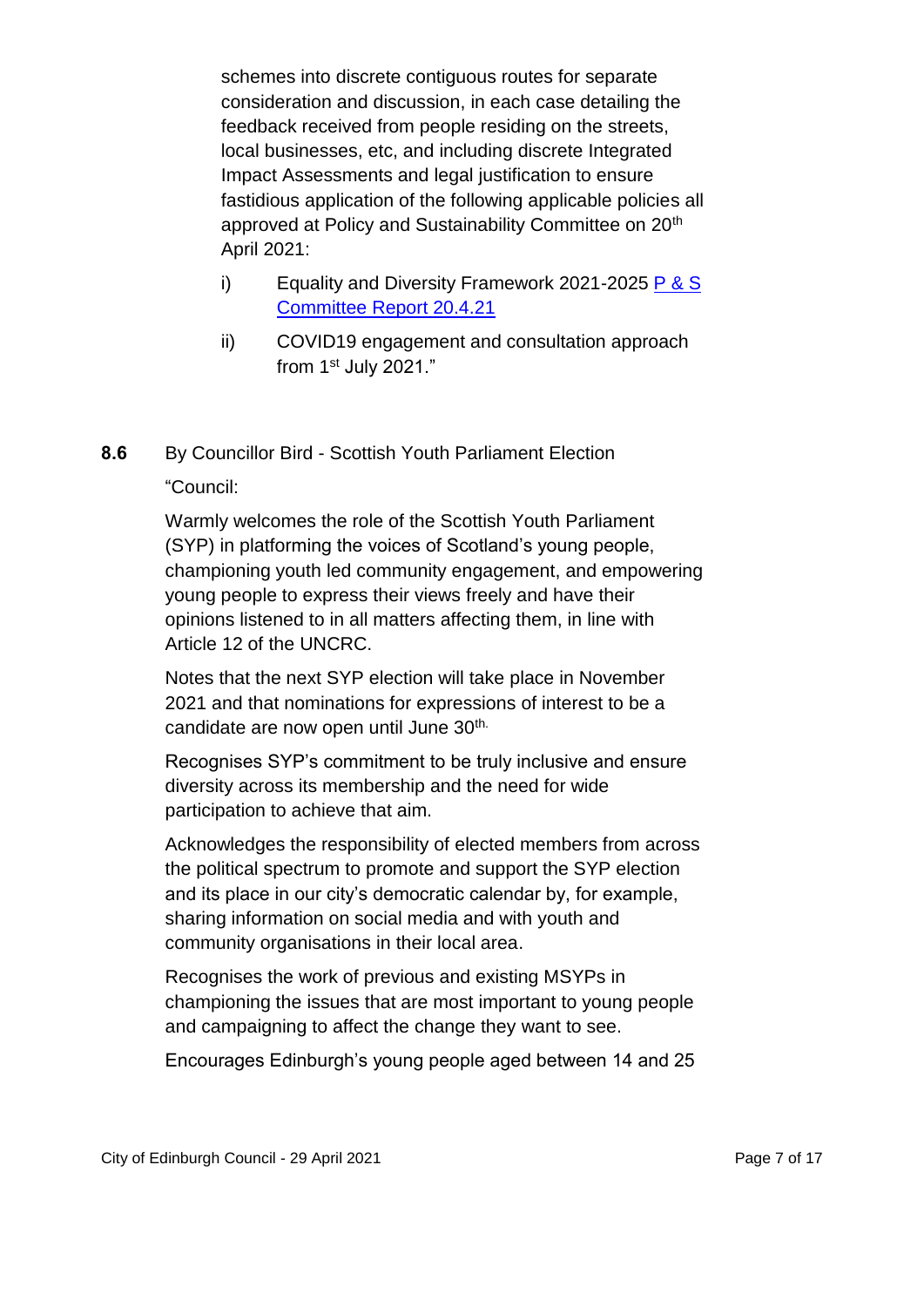schemes into discrete contiguous routes for separate consideration and discussion, in each case detailing the feedback received from people residing on the streets, local businesses, etc, and including discrete Integrated Impact Assessments and legal justification to ensure fastidious application of the following applicable policies all approved at Policy and Sustainability Committee on 20th April 2021:

i) Equality and Diversity Framework 2021-2025 [P & S Committee Report 20.4.21]

ii) COVID19 engagement and consultation approach from 1st July 2021."

**8.6** By Councillor Bird - Scottish Youth Parliament Election

"Council:

Warmly welcomes the role of the Scottish Youth Parliament (SYP) in platforming the voices of Scotland's young people, championing youth led community engagement, and empowering young people to express their views freely and have their opinions listened to in all matters affecting them, in line with Article 12 of the UNCRC.

Notes that the next SYP election will take place in November 2021 and that nominations for expressions of interest to be a candidate are now open until June 30th.

Recognises SYP's commitment to be truly inclusive and ensure diversity across its membership and the need for wide participation to achieve that aim.

Acknowledges the responsibility of elected members from across the political spectrum to promote and support the SYP election and its place in our city's democratic calendar by, for example, sharing information on social media and with youth and community organisations in their local area.

Recognises the work of previous and existing MSYPs in championing the issues that are most important to young people and campaigning to affect the change they want to see.

Encourages Edinburgh's young people aged between 14 and 25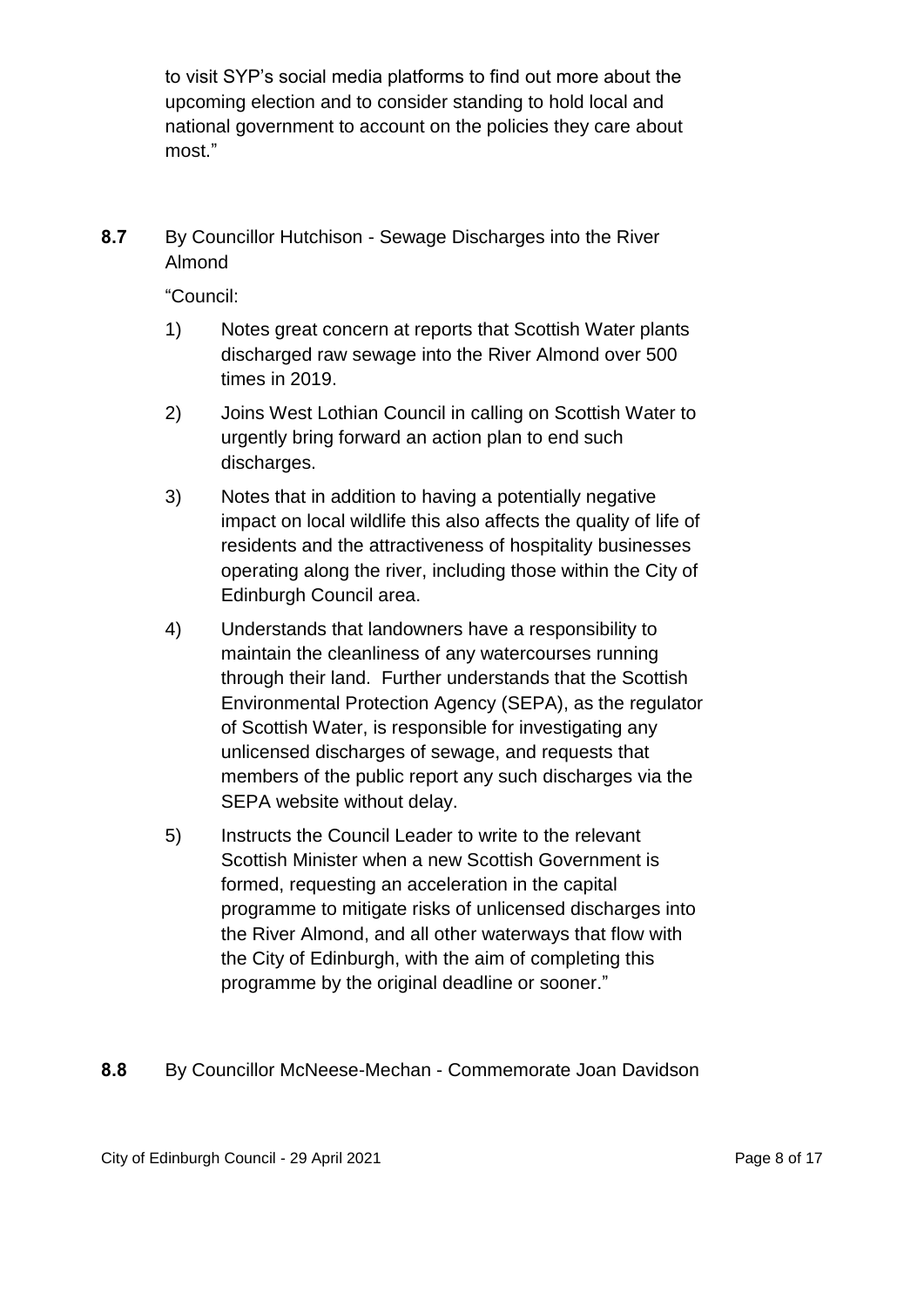to visit SYP's social media platforms to find out more about the upcoming election and to consider standing to hold local and national government to account on the policies they care about most."

**8.7** By Councillor Hutchison - Sewage Discharges into the River Almond

"Council:

1) Notes great concern at reports that Scottish Water plants discharged raw sewage into the River Almond over 500 times in 2019.

2) Joins West Lothian Council in calling on Scottish Water to urgently bring forward an action plan to end such discharges.

3) Notes that in addition to having a potentially negative impact on local wildlife this also affects the quality of life of residents and the attractiveness of hospitality businesses operating along the river, including those within the City of Edinburgh Council area.

4) Understands that landowners have a responsibility to maintain the cleanliness of any watercourses running through their land. Further understands that the Scottish Environmental Protection Agency (SEPA), as the regulator of Scottish Water, is responsible for investigating any unlicensed discharges of sewage, and requests that members of the public report any such discharges via the SEPA website without delay.

5) Instructs the Council Leader to write to the relevant Scottish Minister when a new Scottish Government is formed, requesting an acceleration in the capital programme to mitigate risks of unlicensed discharges into the River Almond, and all other waterways that flow with the City of Edinburgh, with the aim of completing this programme by the original deadline or sooner."

**8.8** By Councillor McNeese-Mechan - Commemorate Joan Davidson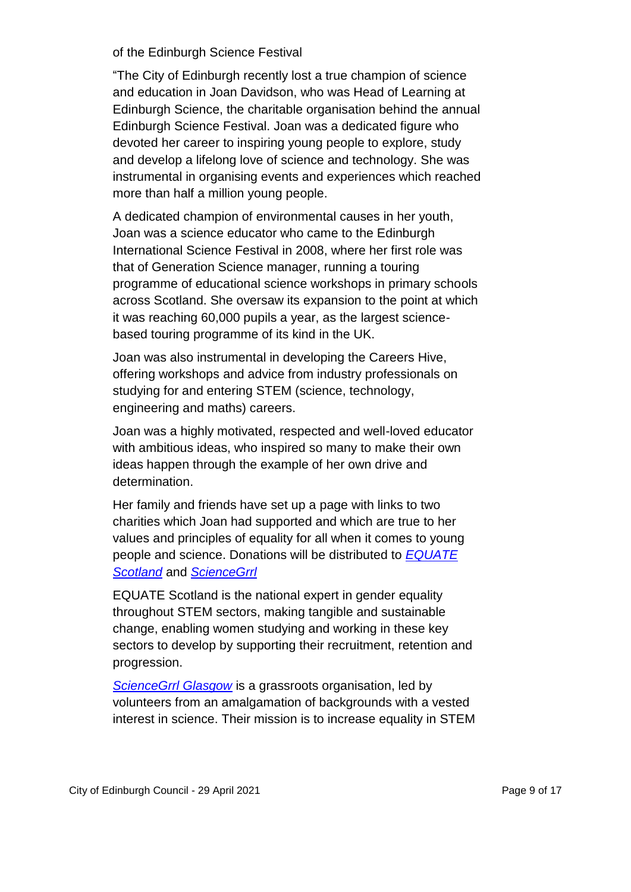of the Edinburgh Science Festival

"The City of Edinburgh recently lost a true champion of science and education in Joan Davidson, who was Head of Learning at Edinburgh Science, the charitable organisation behind the annual Edinburgh Science Festival. Joan was a dedicated figure who devoted her career to inspiring young people to explore, study and develop a lifelong love of science and technology. She was instrumental in organising events and experiences which reached more than half a million young people.

A dedicated champion of environmental causes in her youth, Joan was a science educator who came to the Edinburgh International Science Festival in 2008, where her first role was that of Generation Science manager, running a touring programme of educational science workshops in primary schools across Scotland. She oversaw its expansion to the point at which it was reaching 60,000 pupils a year, as the largest science-based touring programme of its kind in the UK.

Joan was also instrumental in developing the Careers Hive, offering workshops and advice from industry professionals on studying for and entering STEM (science, technology, engineering and maths) careers.

Joan was a highly motivated, respected and well-loved educator with ambitious ideas, who inspired so many to make their own ideas happen through the example of her own drive and determination.

Her family and friends have set up a page with links to two charities which Joan had supported and which are true to her values and principles of equality for all when it comes to young people and science. Donations will be distributed to *EQUATE Scotland* and *ScienceGrrl*

EQUATE Scotland is the national expert in gender equality throughout STEM sectors, making tangible and sustainable change, enabling women studying and working in these key sectors to develop by supporting their recruitment, retention and progression.

*ScienceGrrl Glasgow* is a grassroots organisation, led by volunteers from an amalgamation of backgrounds with a vested interest in science. Their mission is to increase equality in STEM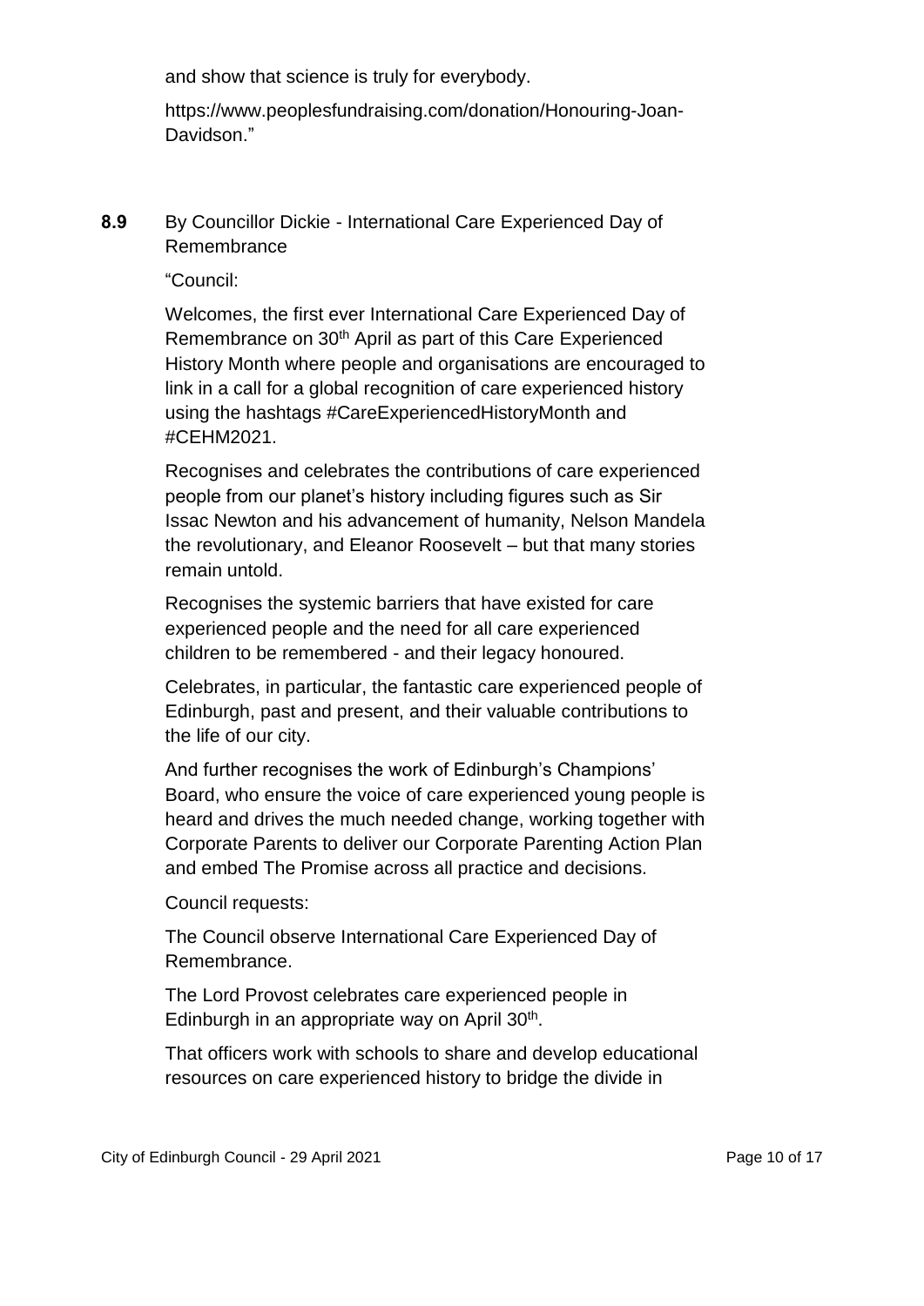and show that science is truly for everybody.

https://www.peoplesfundraising.com/donation/Honouring-Joan-Davidson."

**8.9** By Councillor Dickie - International Care Experienced Day of Remembrance

"Council:

Welcomes, the first ever International Care Experienced Day of Remembrance on 30th April as part of this Care Experienced History Month where people and organisations are encouraged to link in a call for a global recognition of care experienced history using the hashtags #CareExperiencedHistoryMonth and #CEHM2021.

Recognises and celebrates the contributions of care experienced people from our planet's history including figures such as Sir Issac Newton and his advancement of humanity, Nelson Mandela the revolutionary, and Eleanor Roosevelt – but that many stories remain untold.

Recognises the systemic barriers that have existed for care experienced people and the need for all care experienced children to be remembered - and their legacy honoured.

Celebrates, in particular, the fantastic care experienced people of Edinburgh, past and present, and their valuable contributions to the life of our city.

And further recognises the work of Edinburgh's Champions' Board, who ensure the voice of care experienced young people is heard and drives the much needed change, working together with Corporate Parents to deliver our Corporate Parenting Action Plan and embed The Promise across all practice and decisions.

Council requests:

The Council observe International Care Experienced Day of Remembrance.

The Lord Provost celebrates care experienced people in Edinburgh in an appropriate way on April 30th.

That officers work with schools to share and develop educational resources on care experienced history to bridge the divide in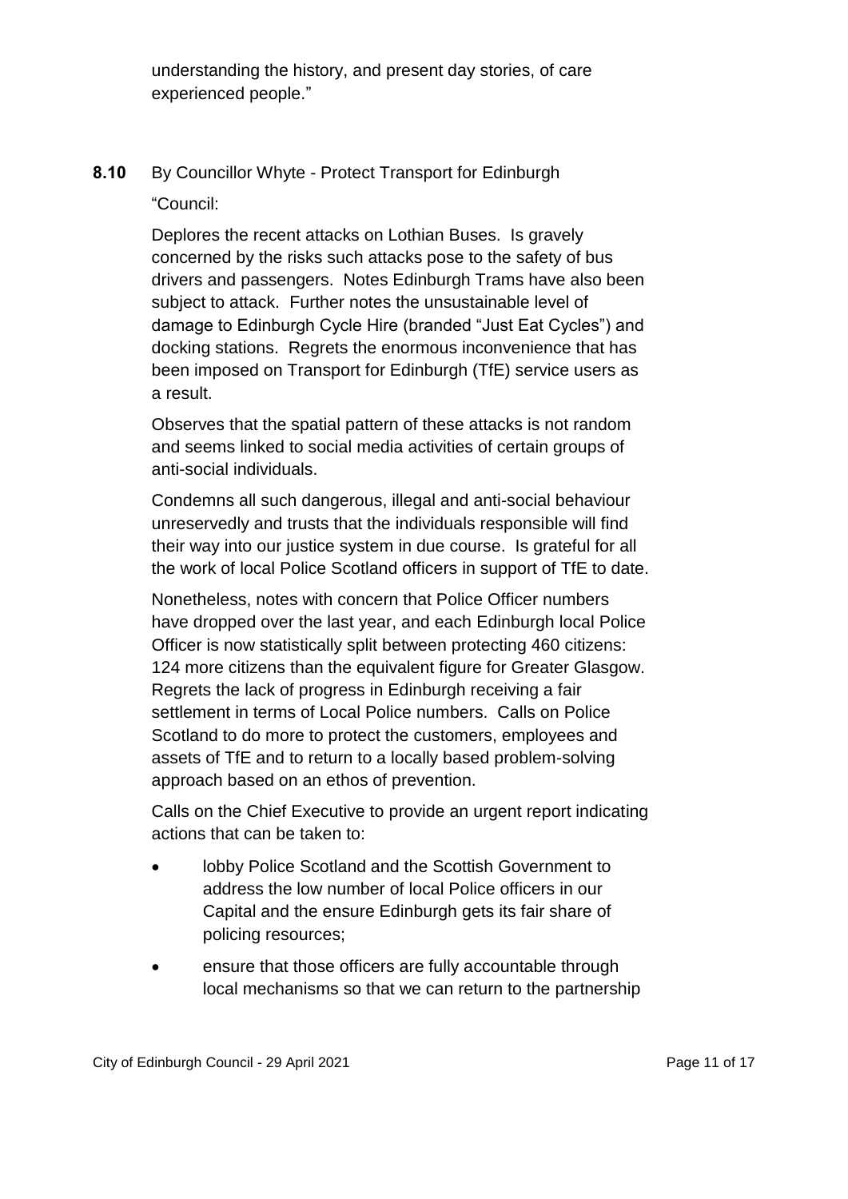understanding the history, and present day stories, of care experienced people."

**8.10** By Councillor Whyte - Protect Transport for Edinburgh

"Council:

Deplores the recent attacks on Lothian Buses. Is gravely concerned by the risks such attacks pose to the safety of bus drivers and passengers. Notes Edinburgh Trams have also been subject to attack. Further notes the unsustainable level of damage to Edinburgh Cycle Hire (branded "Just Eat Cycles") and docking stations. Regrets the enormous inconvenience that has been imposed on Transport for Edinburgh (TfE) service users as a result.

Observes that the spatial pattern of these attacks is not random and seems linked to social media activities of certain groups of anti-social individuals.

Condemns all such dangerous, illegal and anti-social behaviour unreservedly and trusts that the individuals responsible will find their way into our justice system in due course. Is grateful for all the work of local Police Scotland officers in support of TfE to date.

Nonetheless, notes with concern that Police Officer numbers have dropped over the last year, and each Edinburgh local Police Officer is now statistically split between protecting 460 citizens: 124 more citizens than the equivalent figure for Greater Glasgow. Regrets the lack of progress in Edinburgh receiving a fair settlement in terms of Local Police numbers. Calls on Police Scotland to do more to protect the customers, employees and assets of TfE and to return to a locally based problem-solving approach based on an ethos of prevention.

Calls on the Chief Executive to provide an urgent report indicating actions that can be taken to:

- lobby Police Scotland and the Scottish Government to address the low number of local Police officers in our Capital and the ensure Edinburgh gets its fair share of policing resources;
- ensure that those officers are fully accountable through local mechanisms so that we can return to the partnership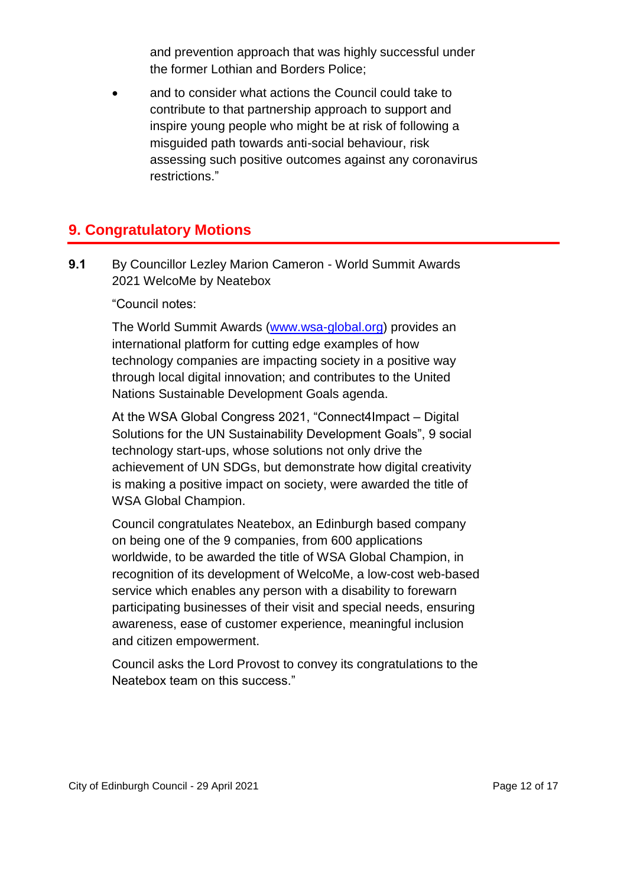and prevention approach that was highly successful under the former Lothian and Borders Police;

- and to consider what actions the Council could take to contribute to that partnership approach to support and inspire young people who might be at risk of following a misguided path towards anti-social behaviour, risk assessing such positive outcomes against any coronavirus restrictions."

## 9. Congratulatory Motions

**9.1** By Councillor Lezley Marion Cameron - World Summit Awards 2021 WelcoMe by Neatebox

"Council notes:

The World Summit Awards (www.wsa-global.org) provides an international platform for cutting edge examples of how technology companies are impacting society in a positive way through local digital innovation; and contributes to the United Nations Sustainable Development Goals agenda.

At the WSA Global Congress 2021, "Connect4Impact – Digital Solutions for the UN Sustainability Development Goals", 9 social technology start-ups, whose solutions not only drive the achievement of UN SDGs, but demonstrate how digital creativity is making a positive impact on society, were awarded the title of WSA Global Champion.

Council congratulates Neatebox, an Edinburgh based company on being one of the 9 companies, from 600 applications worldwide, to be awarded the title of WSA Global Champion, in recognition of its development of WelcoMe, a low-cost web-based service which enables any person with a disability to forewarn participating businesses of their visit and special needs, ensuring awareness, ease of customer experience, meaningful inclusion and citizen empowerment.

Council asks the Lord Provost to convey its congratulations to the Neatebox team on this success."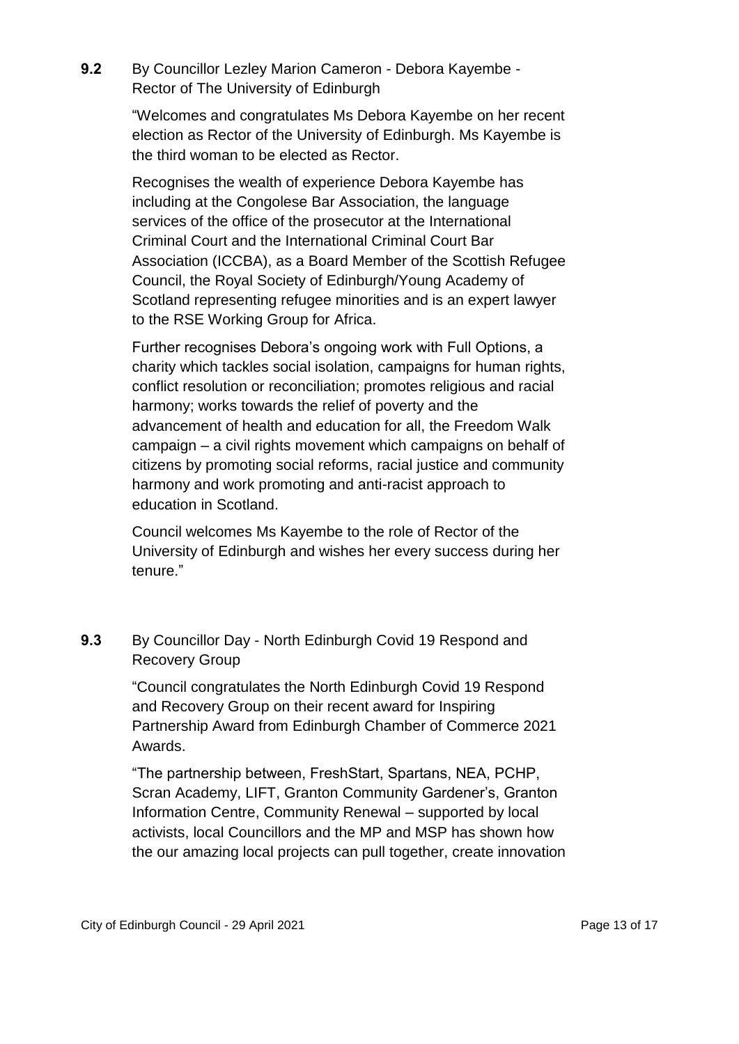**9.2** By Councillor Lezley Marion Cameron - Debora Kayembe - Rector of The University of Edinburgh

"Welcomes and congratulates Ms Debora Kayembe on her recent election as Rector of the University of Edinburgh. Ms Kayembe is the third woman to be elected as Rector.

Recognises the wealth of experience Debora Kayembe has including at the Congolese Bar Association, the language services of the office of the prosecutor at the International Criminal Court and the International Criminal Court Bar Association (ICCBA), as a Board Member of the Scottish Refugee Council, the Royal Society of Edinburgh/Young Academy of Scotland representing refugee minorities and is an expert lawyer to the RSE Working Group for Africa.

Further recognises Debora's ongoing work with Full Options, a charity which tackles social isolation, campaigns for human rights, conflict resolution or reconciliation; promotes religious and racial harmony; works towards the relief of poverty and the advancement of health and education for all, the Freedom Walk campaign – a civil rights movement which campaigns on behalf of citizens by promoting social reforms, racial justice and community harmony and work promoting and anti-racist approach to education in Scotland.

Council welcomes Ms Kayembe to the role of Rector of the University of Edinburgh and wishes her every success during her tenure."

**9.3** By Councillor Day - North Edinburgh Covid 19 Respond and Recovery Group

"Council congratulates the North Edinburgh Covid 19 Respond and Recovery Group on their recent award for Inspiring Partnership Award from Edinburgh Chamber of Commerce 2021 Awards.

"The partnership between, FreshStart, Spartans, NEA, PCHP, Scran Academy, LIFT, Granton Community Gardener's, Granton Information Centre, Community Renewal – supported by local activists, local Councillors and the MP and MSP has shown how the our amazing local projects can pull together, create innovation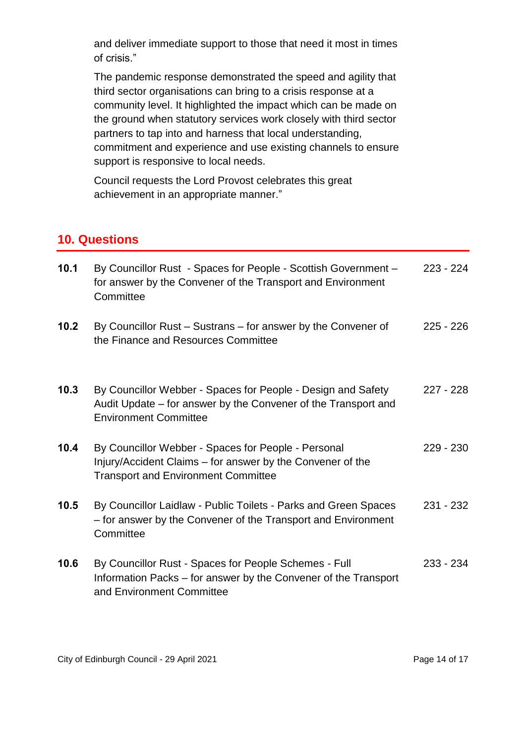and deliver immediate support to those that need it most in times of crisis."

The pandemic response demonstrated the speed and agility that third sector organisations can bring to a crisis response at a community level. It highlighted the impact which can be made on the ground when statutory services work closely with third sector partners to tap into and harness that local understanding, commitment and experience and use existing channels to ensure support is responsive to local needs.

Council requests the Lord Provost celebrates this great achievement in an appropriate manner."

## 10. Questions

| | | |
|---|---|---|
| **10.1** | By Councillor Rust - Spaces for People - Scottish Government – for answer by the Convener of the Transport and Environment Committee | 223 - 224 |
| **10.2** | By Councillor Rust – Sustrans – for answer by the Convener of the Finance and Resources Committee | 225 - 226 |
| **10.3** | By Councillor Webber - Spaces for People - Design and Safety Audit Update – for answer by the Convener of the Transport and Environment Committee | 227 - 228 |
| **10.4** | By Councillor Webber - Spaces for People - Personal Injury/Accident Claims – for answer by the Convener of the Transport and Environment Committee | 229 - 230 |
| **10.5** | By Councillor Laidlaw - Public Toilets - Parks and Green Spaces – for answer by the Convener of the Transport and Environment Committee | 231 - 232 |
| **10.6** | By Councillor Rust - Spaces for People Schemes - Full Information Packs – for answer by the Convener of the Transport and Environment Committee | 233 - 234 |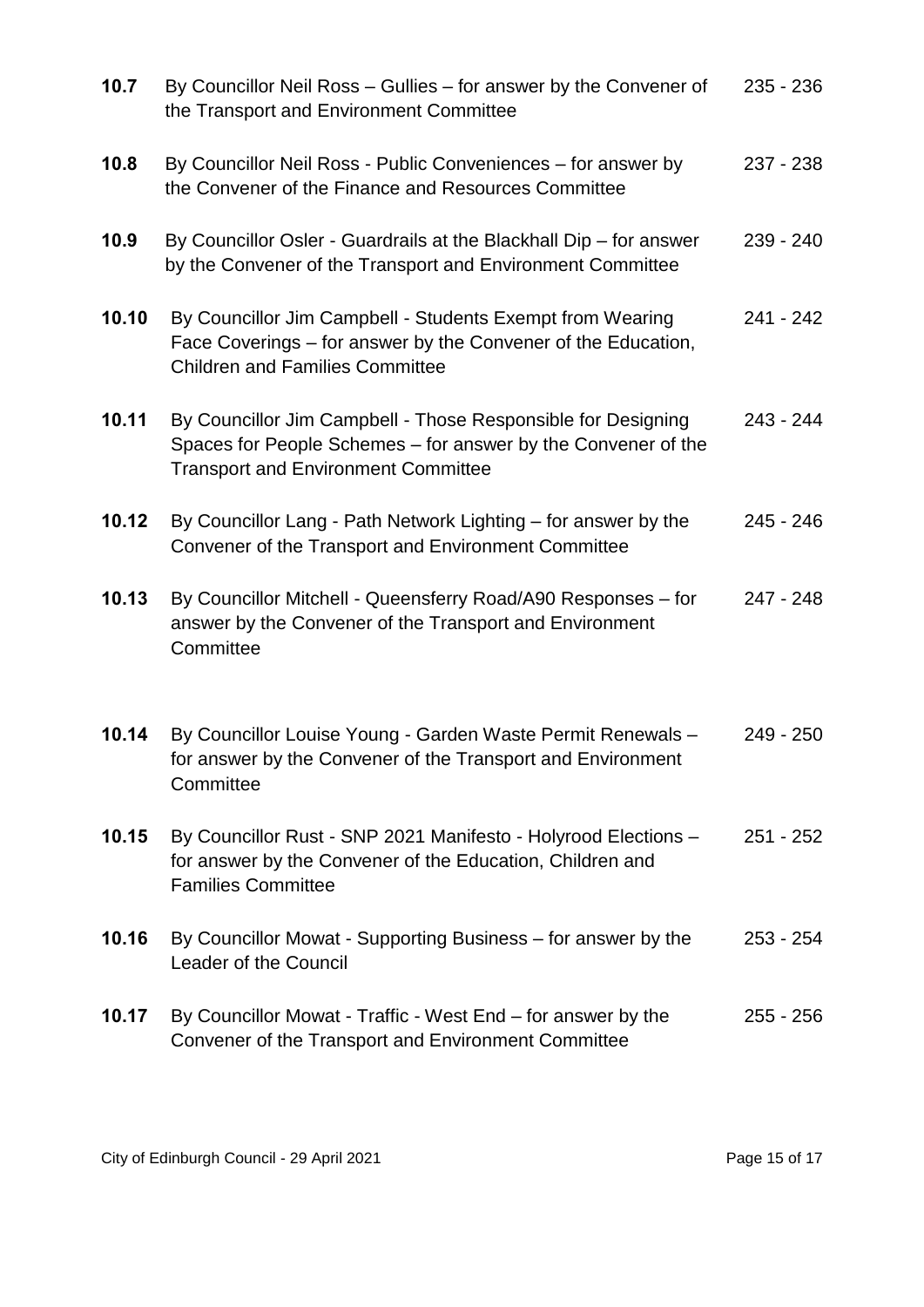| | | |
|---|---|---|
| **10.7** | By Councillor Neil Ross – Gullies – for answer by the Convener of the Transport and Environment Committee | 235 - 236 |
| **10.8** | By Councillor Neil Ross - Public Conveniences – for answer by the Convener of the Finance and Resources Committee | 237 - 238 |
| **10.9** | By Councillor Osler - Guardrails at the Blackhall Dip – for answer by the Convener of the Transport and Environment Committee | 239 - 240 |
| **10.10** | By Councillor Jim Campbell - Students Exempt from Wearing Face Coverings – for answer by the Convener of the Education, Children and Families Committee | 241 - 242 |
| **10.11** | By Councillor Jim Campbell - Those Responsible for Designing Spaces for People Schemes – for answer by the Convener of the Transport and Environment Committee | 243 - 244 |
| **10.12** | By Councillor Lang - Path Network Lighting – for answer by the Convener of the Transport and Environment Committee | 245 - 246 |
| **10.13** | By Councillor Mitchell - Queensferry Road/A90 Responses – for answer by the Convener of the Transport and Environment Committee | 247 - 248 |
| **10.14** | By Councillor Louise Young - Garden Waste Permit Renewals – for answer by the Convener of the Transport and Environment Committee | 249 - 250 |
| **10.15** | By Councillor Rust - SNP 2021 Manifesto - Holyrood Elections – for answer by the Convener of the Education, Children and Families Committee | 251 - 252 |
| **10.16** | By Councillor Mowat - Supporting Business – for answer by the Leader of the Council | 253 - 254 |
| **10.17** | By Councillor Mowat - Traffic - West End – for answer by the Convener of the Transport and Environment Committee | 255 - 256 |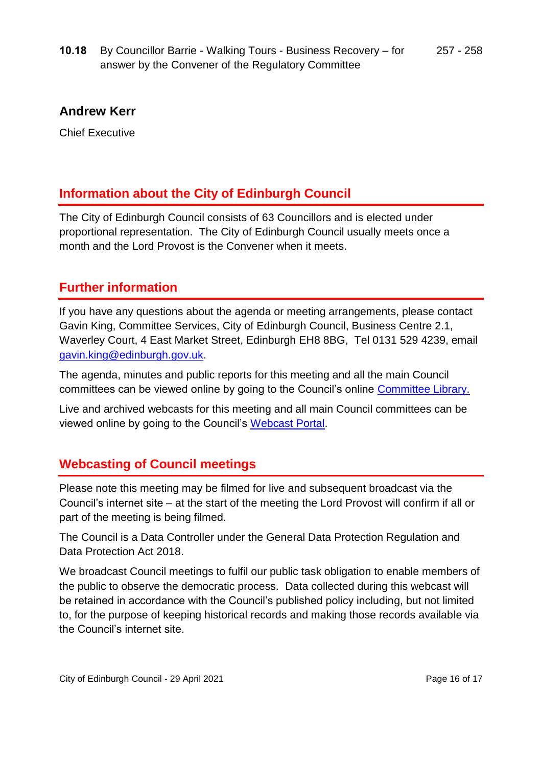| | | |
|---|---|---|
| **10.18** | By Councillor Barrie - Walking Tours - Business Recovery – for answer by the Convener of the Regulatory Committee | 257 - 258 |

**Andrew Kerr**

Chief Executive

## Information about the City of Edinburgh Council

The City of Edinburgh Council consists of 63 Councillors and is elected under proportional representation. The City of Edinburgh Council usually meets once a month and the Lord Provost is the Convener when it meets.

## Further information

If you have any questions about the agenda or meeting arrangements, please contact Gavin King, Committee Services, City of Edinburgh Council, Business Centre 2.1, Waverley Court, 4 East Market Street, Edinburgh EH8 8BG, Tel 0131 529 4239, email gavin.king@edinburgh.gov.uk.

The agenda, minutes and public reports for this meeting and all the main Council committees can be viewed online by going to the Council's online Committee Library.

Live and archived webcasts for this meeting and all main Council committees can be viewed online by going to the Council's Webcast Portal.

## Webcasting of Council meetings

Please note this meeting may be filmed for live and subsequent broadcast via the Council's internet site – at the start of the meeting the Lord Provost will confirm if all or part of the meeting is being filmed.

The Council is a Data Controller under the General Data Protection Regulation and Data Protection Act 2018.

We broadcast Council meetings to fulfil our public task obligation to enable members of the public to observe the democratic process. Data collected during this webcast will be retained in accordance with the Council's published policy including, but not limited to, for the purpose of keeping historical records and making those records available via the Council's internet site.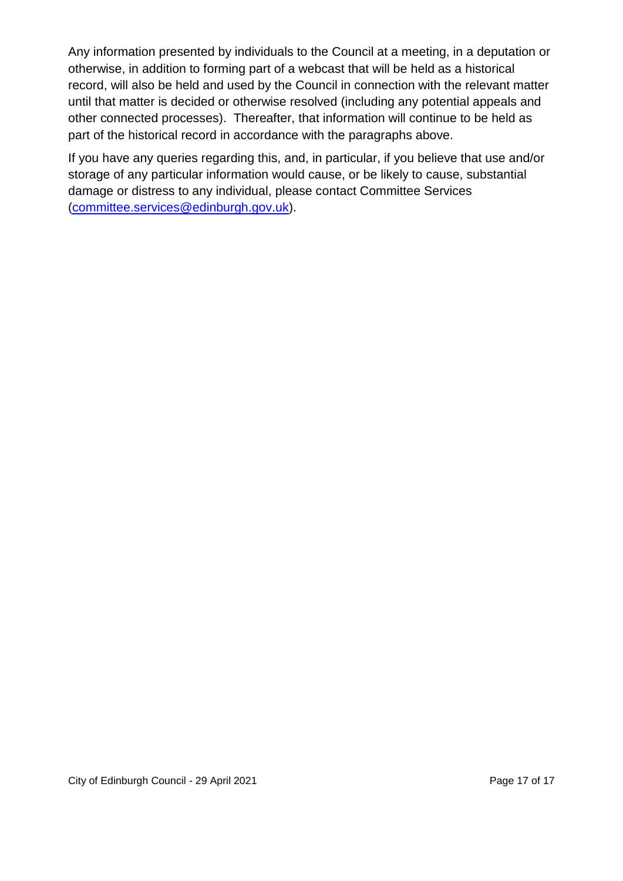Any information presented by individuals to the Council at a meeting, in a deputation or otherwise, in addition to forming part of a webcast that will be held as a historical record, will also be held and used by the Council in connection with the relevant matter until that matter is decided or otherwise resolved (including any potential appeals and other connected processes). Thereafter, that information will continue to be held as part of the historical record in accordance with the paragraphs above.

If you have any queries regarding this, and, in particular, if you believe that use and/or storage of any particular information would cause, or be likely to cause, substantial damage or distress to any individual, please contact Committee Services (committee.services@edinburgh.gov.uk).